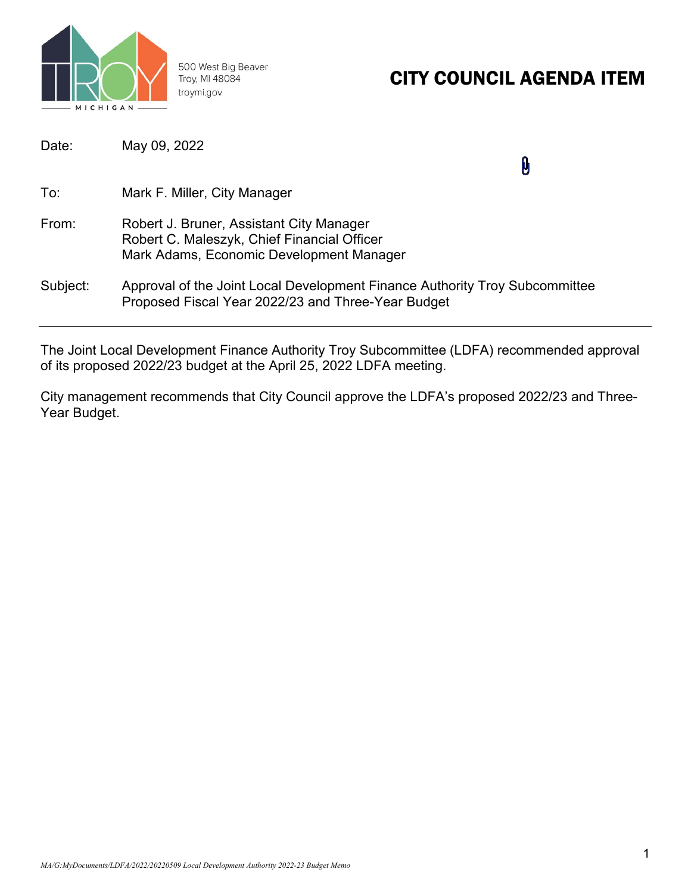500 West Big Beaver
Troy, MI 48084
troymi.gov

# CITY COUNCIL AGENDA ITEM

| | |
|---|---|
| Date: | May 09, 2022 |
| To: | Mark F. Miller, City Manager |
| From: | Robert J. Bruner, Assistant City Manager<br>Robert C. Maleszyk, Chief Financial Officer<br>Mark Adams, Economic Development Manager |
| Subject: | Approval of the Joint Local Development Finance Authority Troy Subcommittee Proposed Fiscal Year 2022/23 and Three-Year Budget |

---

The Joint Local Development Finance Authority Troy Subcommittee (LDFA) recommended approval of its proposed 2022/23 budget at the April 25, 2022 LDFA meeting.

City management recommends that City Council approve the LDFA's proposed 2022/23 and Three-Year Budget.

*MA/G:MyDocuments/LDFA/2022/20220509 Local Development Authority 2022-23 Budget Memo*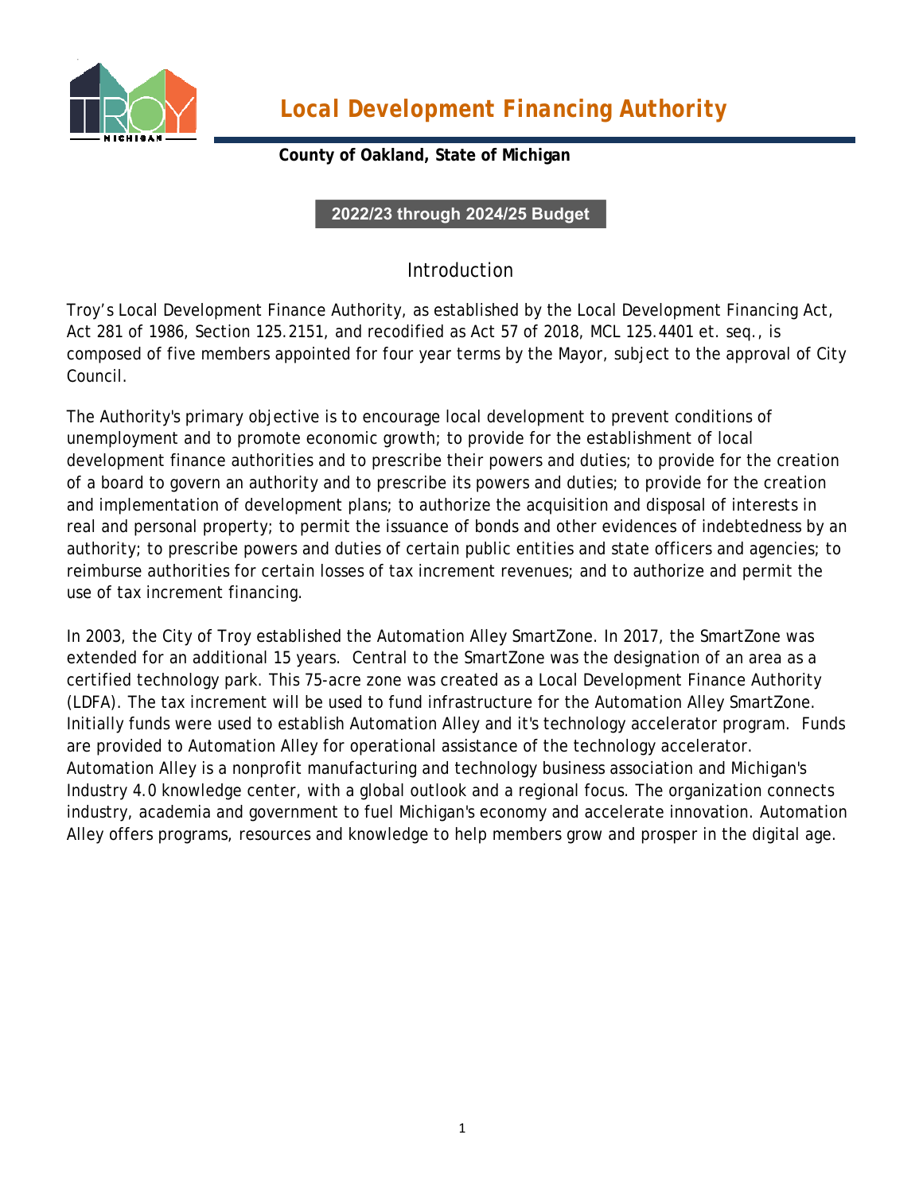# Local Development Financing Authority

**County of Oakland, State of Michigan**

**2022/23 through 2024/25 Budget**

## Introduction

Troy's Local Development Finance Authority, as established by the Local Development Financing Act, Act 281 of 1986, Section 125.2151, and recodified as Act 57 of 2018, MCL 125.4401 et. seq., is composed of five members appointed for four year terms by the Mayor, subject to the approval of City Council.

The Authority's primary objective is to encourage local development to prevent conditions of unemployment and to promote economic growth; to provide for the establishment of local development finance authorities and to prescribe their powers and duties; to provide for the creation of a board to govern an authority and to prescribe its powers and duties; to provide for the creation and implementation of development plans; to authorize the acquisition and disposal of interests in real and personal property; to permit the issuance of bonds and other evidences of indebtedness by an authority; to prescribe powers and duties of certain public entities and state officers and agencies; to reimburse authorities for certain losses of tax increment revenues; and to authorize and permit the use of tax increment financing.

In 2003, the City of Troy established the Automation Alley SmartZone. In 2017, the SmartZone was extended for an additional 15 years. Central to the SmartZone was the designation of an area as a certified technology park. This 75-acre zone was created as a Local Development Finance Authority (LDFA). The tax increment will be used to fund infrastructure for the Automation Alley SmartZone. Initially funds were used to establish Automation Alley and it's technology accelerator program. Funds are provided to Automation Alley for operational assistance of the technology accelerator. Automation Alley is a nonprofit manufacturing and technology business association and Michigan's Industry 4.0 knowledge center, with a global outlook and a regional focus. The organization connects industry, academia and government to fuel Michigan's economy and accelerate innovation. Automation Alley offers programs, resources and knowledge to help members grow and prosper in the digital age.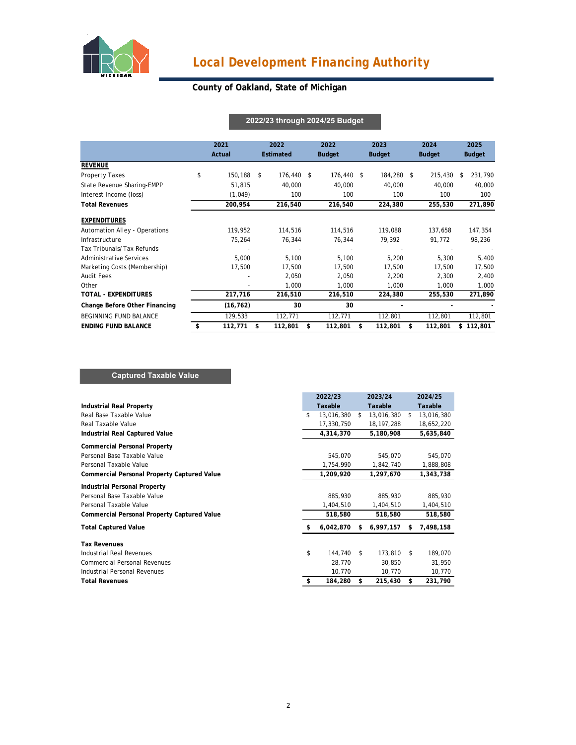# Local Development Financing Authority

## County of Oakland, State of Michigan

### 2022/23 through 2024/25 Budget

| | 2021 Actual | 2022 Estimated | 2022 Budget | 2023 Budget | 2024 Budget | 2025 Budget |
|---|---|---|---|---|---|---|
| **REVENUE** | | | | | | |
| Property Taxes | $ 150,188 | $ 176,440 | $ 176,440 | $ 184,280 | $ 215,430 | $ 231,790 |
| State Revenue Sharing-EMPP | 51,815 | 40,000 | 40,000 | 40,000 | 40,000 | 40,000 |
| Interest Income (loss) | (1,049) | 100 | 100 | 100 | 100 | 100 |
| **Total Revenues** | **200,954** | **216,540** | **216,540** | **224,380** | **255,530** | **271,890** |
| **EXPENDITURES** | | | | | | |
| Automation Alley - Operations | 119,952 | 114,516 | 114,516 | 119,088 | 137,658 | 147,354 |
| Infrastructure | 75,264 | 76,344 | 76,344 | 79,392 | 91,772 | 98,236 |
| Tax Tribunals/ Tax Refunds | - | - | - | - | - | - |
| Administrative Services | 5,000 | 5,100 | 5,100 | 5,200 | 5,300 | 5,400 |
| Marketing Costs (Membership) | 17,500 | 17,500 | 17,500 | 17,500 | 17,500 | 17,500 |
| Audit Fees | - | 2,050 | 2,050 | 2,200 | 2,300 | 2,400 |
| Other | - | 1,000 | 1,000 | 1,000 | 1,000 | 1,000 |
| **TOTAL - EXPENDITURES** | **217,716** | **216,510** | **216,510** | **224,380** | **255,530** | **271,890** |
| **Change Before Other Financing** | **(16,762)** | **30** | **30** | **-** | **-** | **-** |
| BEGINNING FUND BALANCE | 129,533 | 112,771 | 112,771 | 112,801 | 112,801 | 112,801 |
| **ENDING FUND BALANCE** | **$ 112,771** | **$ 112,801** | **$ 112,801** | **$ 112,801** | **$ 112,801** | **$ 112,801** |

### Captured Taxable Value

| | 2022/23 Taxable | 2023/24 Taxable | 2024/25 Taxable |
|---|---|---|---|
| **Industrial Real Property** | | | |
| Real Base Taxable Value | $ 13,016,380 | $ 13,016,380 | $ 13,016,380 |
| Real Taxable Value | 17,330,750 | 18,197,288 | 18,652,220 |
| **Industrial Real Captured Value** | **4,314,370** | **5,180,908** | **5,635,840** |
| **Commercial Personal Property** | | | |
| Personal Base Taxable Value | 545,070 | 545,070 | 545,070 |
| Personal Taxable Value | 1,754,990 | 1,842,740 | 1,888,808 |
| **Commercial Personal Property Captured Value** | **1,209,920** | **1,297,670** | **1,343,738** |
| **Industrial Personal Property** | | | |
| Personal Base Taxable Value | 885,930 | 885,930 | 885,930 |
| Personal Taxable Value | 1,404,510 | 1,404,510 | 1,404,510 |
| **Commercial Personal Property Captured Value** | **518,580** | **518,580** | **518,580** |
| **Total Captured Value** | **$ 6,042,870** | **$ 6,997,157** | **$ 7,498,158** |
| **Tax Revenues** | | | |
| Industrial Real Revenues | $ 144,740 | $ 173,810 | $ 189,070 |
| Commercial Personal Revenues | 28,770 | 30,850 | 31,950 |
| Industrial Personal Revenues | 10,770 | 10,770 | 10,770 |
| **Total Revenues** | **$ 184,280** | **$ 215,430** | **$ 231,790** |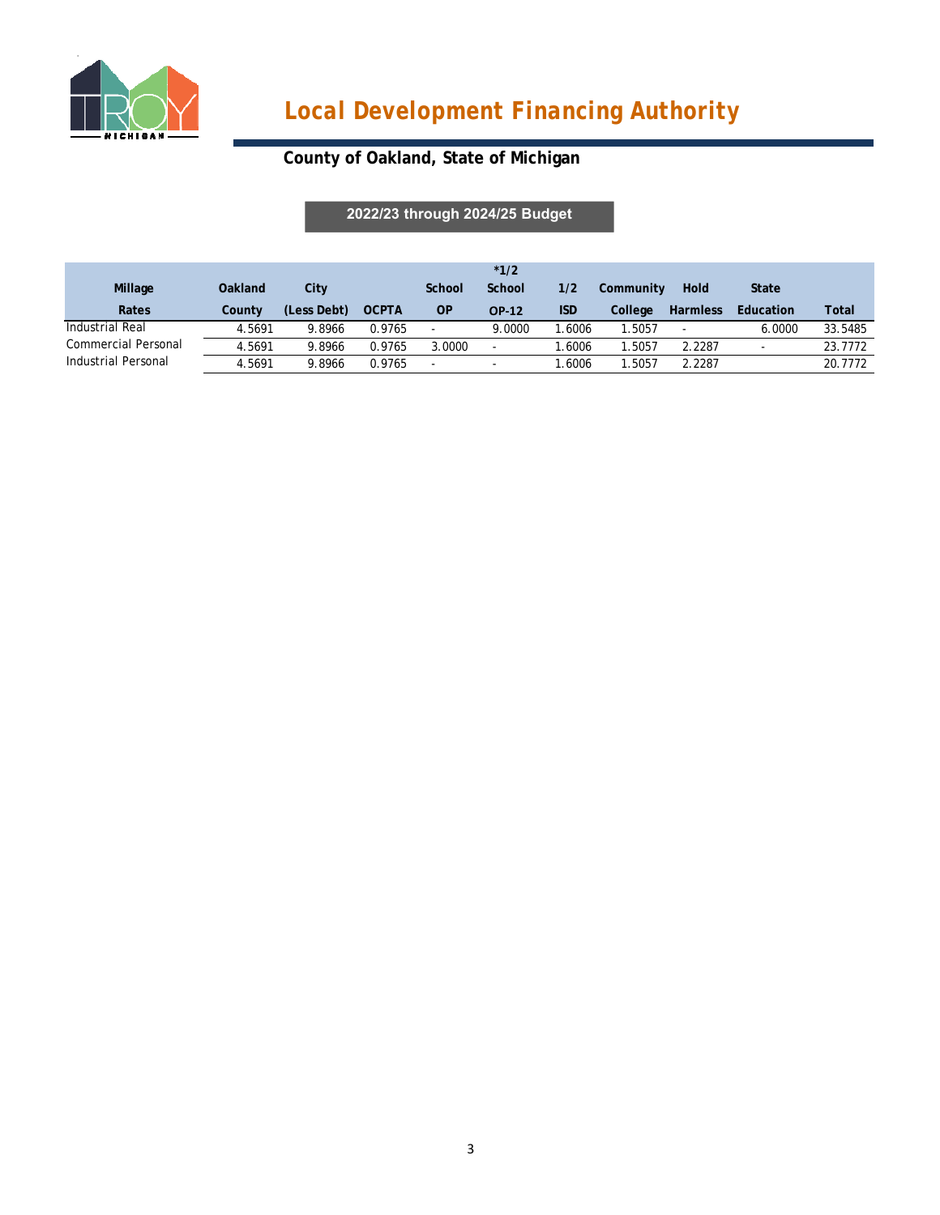# Local Development Financing Authority

## County of Oakland, State of Michigan

### 2022/23 through 2024/25 Budget

| Millage Rates | Oakland County | City (Less Debt) | OCPTA | School OP | *1/2 School OP-12 | 1/2 ISD | Community College | Hold Harmless | State Education | Total |
|---|---|---|---|---|---|---|---|---|---|---|
| Industrial Real | 4.5691 | 9.8966 | 0.9765 | - | 9.0000 | 1.6006 | 1.5057 | - | 6.0000 | 33.5485 |
| Commercial Personal | 4.5691 | 9.8966 | 0.9765 | 3.0000 | - | 1.6006 | 1.5057 | 2.2287 | - | 23.7772 |
| Industrial Personal | 4.5691 | 9.8966 | 0.9765 | - | - | 1.6006 | 1.5057 | 2.2287 | | 20.7772 |